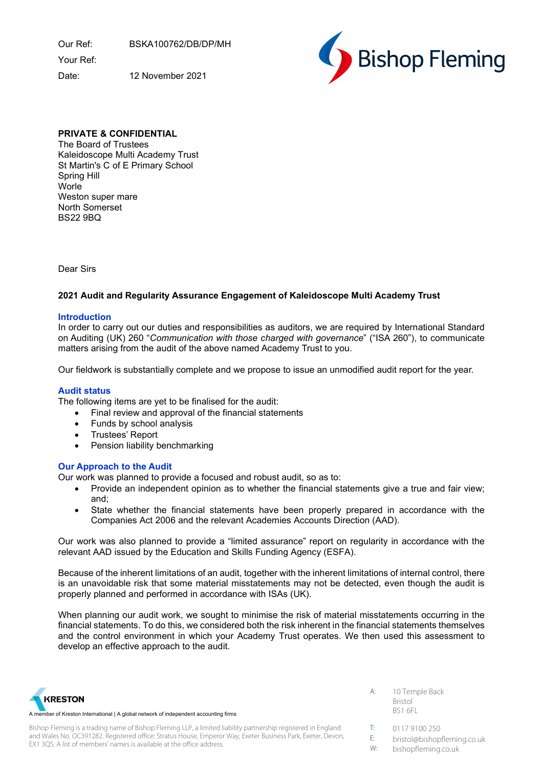Our Ref: BSKA100762/DB/DP/MH

Your Ref:

Date: 12 November 2021

**PRIVATE & CONFIDENTIAL**
The Board of Trustees
Kaleidoscope Multi Academy Trust
St Martin's C of E Primary School
Spring Hill
Worle
Weston super mare
North Somerset
BS22 9BQ

Dear Sirs

**2021 Audit and Regularity Assurance Engagement of Kaleidoscope Multi Academy Trust**

## Introduction

In order to carry out our duties and responsibilities as auditors, we are required by International Standard on Auditing (UK) 260 "*Communication with those charged with governance*" ("ISA 260"), to communicate matters arising from the audit of the above named Academy Trust to you.

Our fieldwork is substantially complete and we propose to issue an unmodified audit report for the year.

## Audit status

The following items are yet to be finalised for the audit:

- Final review and approval of the financial statements
- Funds by school analysis
- Trustees' Report
- Pension liability benchmarking

## Our Approach to the Audit

Our work was planned to provide a focused and robust audit, so as to:

- Provide an independent opinion as to whether the financial statements give a true and fair view; and;
- State whether the financial statements have been properly prepared in accordance with the Companies Act 2006 and the relevant Academies Accounts Direction (AAD).

Our work was also planned to provide a "limited assurance" report on regularity in accordance with the relevant AAD issued by the Education and Skills Funding Agency (ESFA).

Because of the inherent limitations of an audit, together with the inherent limitations of internal control, there is an unavoidable risk that some material misstatements may not be detected, even though the audit is properly planned and performed in accordance with ISAs (UK).

When planning our audit work, we sought to minimise the risk of material misstatements occurring in the financial statements. To do this, we considered both the risk inherent in the financial statements themselves and the control environment in which your Academy Trust operates. We then used this assessment to develop an effective approach to the audit.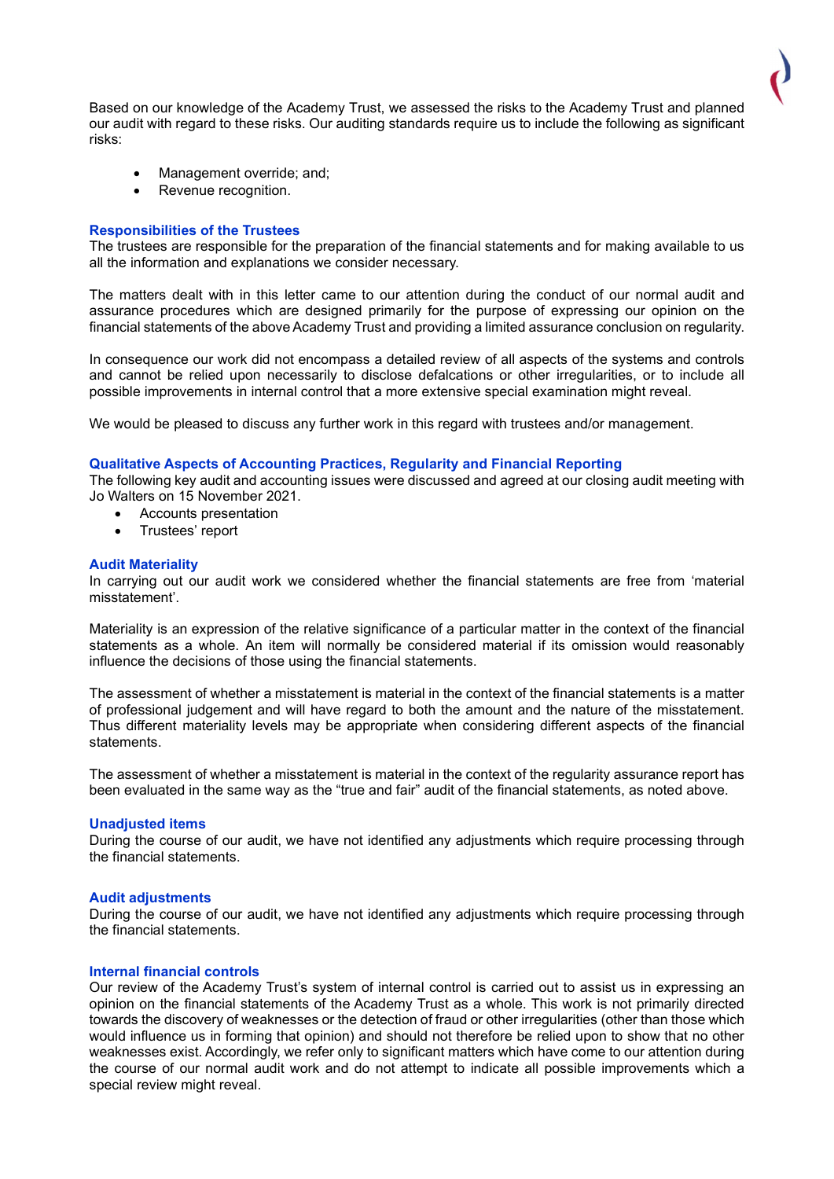Based on our knowledge of the Academy Trust, we assessed the risks to the Academy Trust and planned our audit with regard to these risks. Our auditing standards require us to include the following as significant risks:

- Management override; and;
- Revenue recognition.

## Responsibilities of the Trustees

The trustees are responsible for the preparation of the financial statements and for making available to us all the information and explanations we consider necessary.

The matters dealt with in this letter came to our attention during the conduct of our normal audit and assurance procedures which are designed primarily for the purpose of expressing our opinion on the financial statements of the above Academy Trust and providing a limited assurance conclusion on regularity.

In consequence our work did not encompass a detailed review of all aspects of the systems and controls and cannot be relied upon necessarily to disclose defalcations or other irregularities, or to include all possible improvements in internal control that a more extensive special examination might reveal.

We would be pleased to discuss any further work in this regard with trustees and/or management.

## Qualitative Aspects of Accounting Practices, Regularity and Financial Reporting

The following key audit and accounting issues were discussed and agreed at our closing audit meeting with Jo Walters on 15 November 2021.

- Accounts presentation
- Trustees' report

## Audit Materiality

In carrying out our audit work we considered whether the financial statements are free from 'material misstatement'.

Materiality is an expression of the relative significance of a particular matter in the context of the financial statements as a whole. An item will normally be considered material if its omission would reasonably influence the decisions of those using the financial statements.

The assessment of whether a misstatement is material in the context of the financial statements is a matter of professional judgement and will have regard to both the amount and the nature of the misstatement. Thus different materiality levels may be appropriate when considering different aspects of the financial statements.

The assessment of whether a misstatement is material in the context of the regularity assurance report has been evaluated in the same way as the "true and fair" audit of the financial statements, as noted above.

## Unadjusted items

During the course of our audit, we have not identified any adjustments which require processing through the financial statements.

## Audit adjustments

During the course of our audit, we have not identified any adjustments which require processing through the financial statements.

## Internal financial controls

Our review of the Academy Trust's system of internal control is carried out to assist us in expressing an opinion on the financial statements of the Academy Trust as a whole. This work is not primarily directed towards the discovery of weaknesses or the detection of fraud or other irregularities (other than those which would influence us in forming that opinion) and should not therefore be relied upon to show that no other weaknesses exist. Accordingly, we refer only to significant matters which have come to our attention during the course of our normal audit work and do not attempt to indicate all possible improvements which a special review might reveal.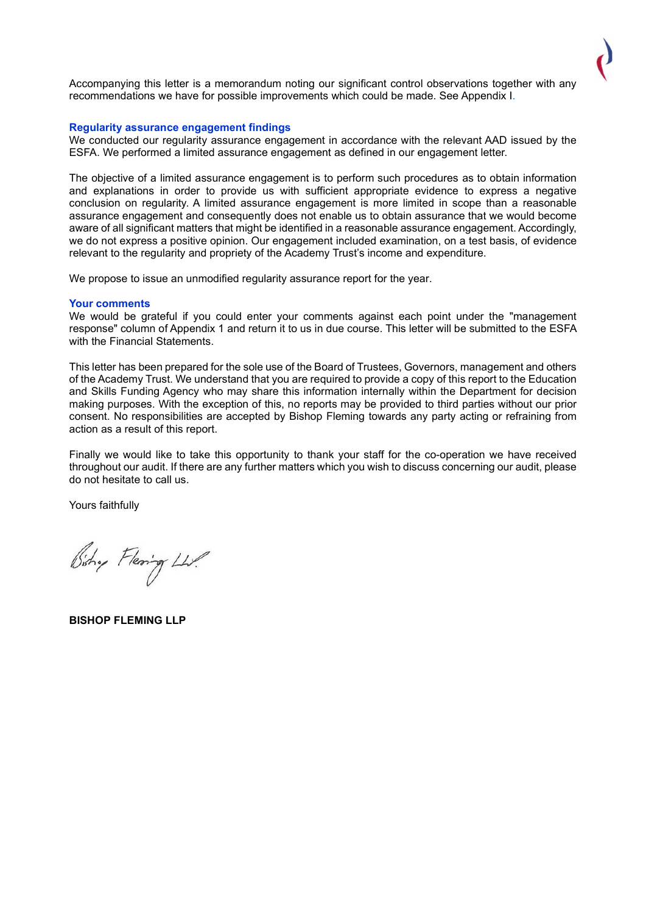Accompanying this letter is a memorandum noting our significant control observations together with any recommendations we have for possible improvements which could be made. See Appendix I.

### Regularity assurance engagement findings

We conducted our regularity assurance engagement in accordance with the relevant AAD issued by the ESFA. We performed a limited assurance engagement as defined in our engagement letter.

The objective of a limited assurance engagement is to perform such procedures as to obtain information and explanations in order to provide us with sufficient appropriate evidence to express a negative conclusion on regularity. A limited assurance engagement is more limited in scope than a reasonable assurance engagement and consequently does not enable us to obtain assurance that we would become aware of all significant matters that might be identified in a reasonable assurance engagement. Accordingly, we do not express a positive opinion. Our engagement included examination, on a test basis, of evidence relevant to the regularity and propriety of the Academy Trust's income and expenditure.

We propose to issue an unmodified regularity assurance report for the year.

### Your comments

We would be grateful if you could enter your comments against each point under the "management response" column of Appendix 1 and return it to us in due course. This letter will be submitted to the ESFA with the Financial Statements.

This letter has been prepared for the sole use of the Board of Trustees, Governors, management and others of the Academy Trust. We understand that you are required to provide a copy of this report to the Education and Skills Funding Agency who may share this information internally within the Department for decision making purposes. With the exception of this, no reports may be provided to third parties without our prior consent. No responsibilities are accepted by Bishop Fleming towards any party acting or refraining from action as a result of this report.

Finally we would like to take this opportunity to thank your staff for the co-operation we have received throughout our audit. If there are any further matters which you wish to discuss concerning our audit, please do not hesitate to call us.

Yours faithfully

Bishop Fleming LLP

**BISHOP FLEMING LLP**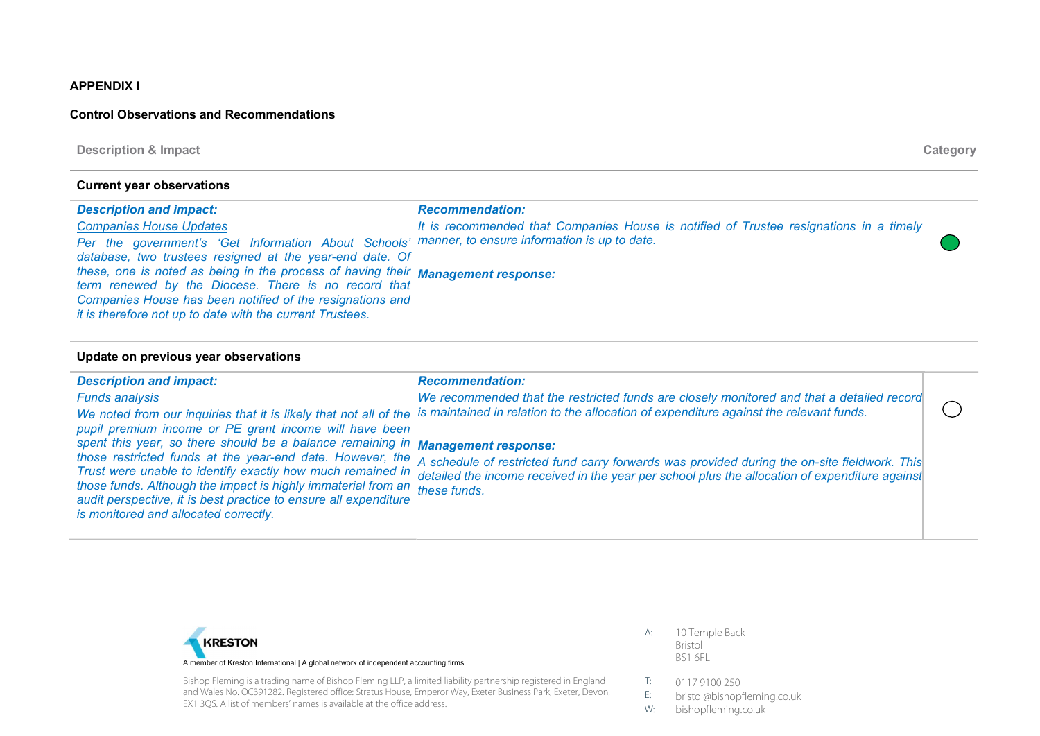**APPENDIX I**

**Control Observations and Recommendations**

| Description & Impact | | Category |
|---|---|---|
| **Current year observations** | | |
| ***Description and impact:*** | ***Recommendation:*** | |
| *Companies House Updates* | *It is recommended that Companies House is notified of Trustee resignations in a timely manner, to ensure information is up to date.* | Green |
| *Per the government's 'Get Information About Schools' database, two trustees resigned at the year-end date. Of these, one is noted as being in the process of having their term renewed by the Diocese. There is no record that Companies House has been notified of the resignations and it is therefore not up to date with the current Trustees.* | ***Management response:*** | |
| **Update on previous year observations** | | |
| ***Description and impact:*** | ***Recommendation:*** | |
| *Funds analysis* | *We recommended that the restricted funds are closely monitored and that a detailed record is maintained in relation to the allocation of expenditure against the relevant funds.* | |
| *We noted from our inquiries that it is likely that not all of the pupil premium income or PE grant income will have been spent this year, so there should be a balance remaining in those restricted funds at the year-end date. However, the Trust were unable to identify exactly how much remained in those funds. Although the impact is highly immaterial from an audit perspective, it is best practice to ensure all expenditure is monitored and allocated correctly.* | ***Management response:*** *A schedule of restricted fund carry forwards was provided during the on-site fieldwork. This detailed the income received in the year per school plus the allocation of expenditure against these funds.* | |

KRESTON
A member of Kreston International | A global network of independent accounting firms

Bishop Fleming is a trading name of Bishop Fleming LLP, a limited liability partnership registered in England and Wales No. OC391282. Registered office: Stratus House, Emperor Way, Exeter Business Park, Exeter, Devon, EX1 3QS. A list of members' names is available at the office address.

A: 10 Temple Back
Bristol
BS1 6FL

T: 0117 9100 250
E: bristol@bishopfleming.co.uk
W: bishopfleming.co.uk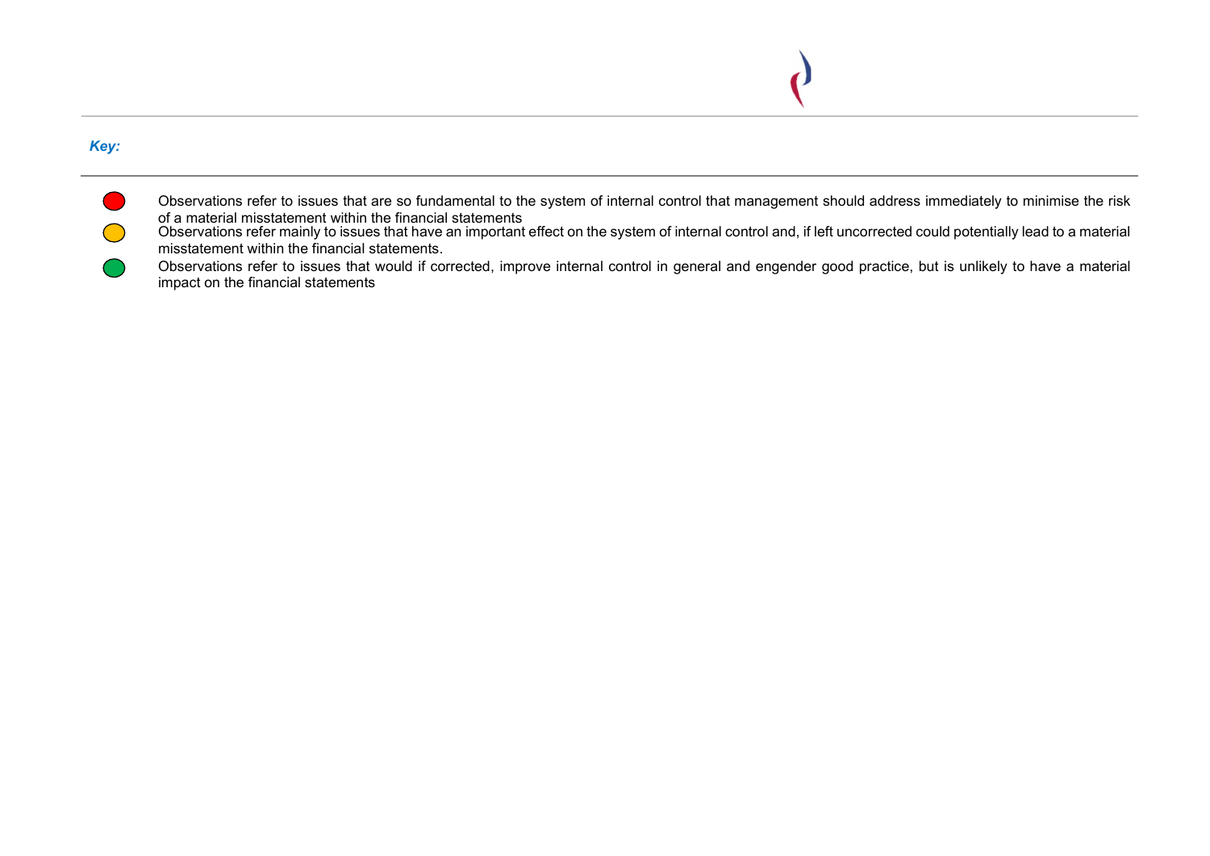***Key:***

- 🔴 Observations refer to issues that are so fundamental to the system of internal control that management should address immediately to minimise the risk of a material misstatement within the financial statements
- 🟡 Observations refer mainly to issues that have an important effect on the system of internal control and, if left uncorrected could potentially lead to a material misstatement within the financial statements.
- 🟢 Observations refer to issues that would if corrected, improve internal control in general and engender good practice, but is unlikely to have a material impact on the financial statements